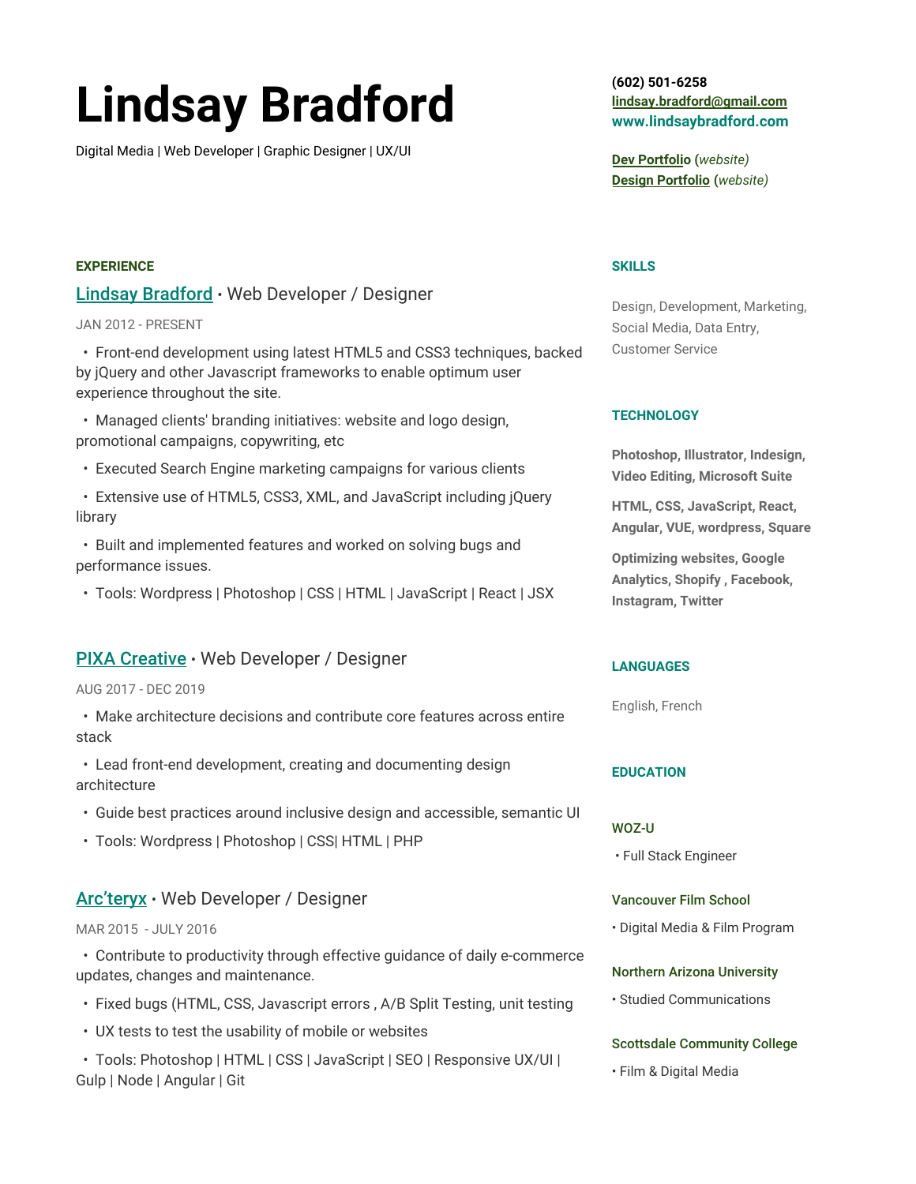# Lindsay Bradford

Digital Media | Web Developer | Graphic Designer | UX/UI

**(602) 501-6258**
**lindsay.bradford@gmail.com**
**www.lindsaybradford.com**

**Dev Portfolio** (*website)*
**Design Portfolio** (*website)*

## EXPERIENCE

### Lindsay Bradford • Web Developer / Designer

JAN 2012 - PRESENT

- Front-end development using latest HTML5 and CSS3 techniques, backed by jQuery and other Javascript frameworks to enable optimum user experience throughout the site.
- Managed clients' branding initiatives: website and logo design, promotional campaigns, copywriting, etc
- Executed Search Engine marketing campaigns for various clients
- Extensive use of HTML5, CSS3, XML, and JavaScript including jQuery library
- Built and implemented features and worked on solving bugs and performance issues.
- Tools: Wordpress | Photoshop | CSS | HTML | JavaScript | React | JSX

### PIXA Creative • Web Developer / Designer

AUG 2017 - DEC 2019

- Make architecture decisions and contribute core features across entire stack
- Lead front-end development, creating and documenting design architecture
- Guide best practices around inclusive design and accessible, semantic UI
- Tools: Wordpress | Photoshop | CSS| HTML | PHP

### Arc'teryx • Web Developer / Designer

MAR 2015 - JULY 2016

- Contribute to productivity through effective guidance of daily e-commerce updates, changes and maintenance.
- Fixed bugs (HTML, CSS, Javascript errors , A/B Split Testing, unit testing
- UX tests to test the usability of mobile or websites
- Tools: Photoshop | HTML | CSS | JavaScript | SEO | Responsive UX/UI | Gulp | Node | Angular | Git

## SKILLS

Design, Development, Marketing, Social Media, Data Entry, Customer Service

## TECHNOLOGY

**Photoshop, Illustrator, Indesign, Video Editing, Microsoft Suite**

**HTML, CSS, JavaScript, React, Angular, VUE, wordpress, Square**

**Optimizing websites, Google Analytics, Shopify , Facebook, Instagram, Twitter**

## LANGUAGES

English, French

## EDUCATION

### WOZ-U

- Full Stack Engineer

### Vancouver Film School

- Digital Media & Film Program

### Northern Arizona University

- Studied Communications

### Scottsdale Community College

- Film & Digital Media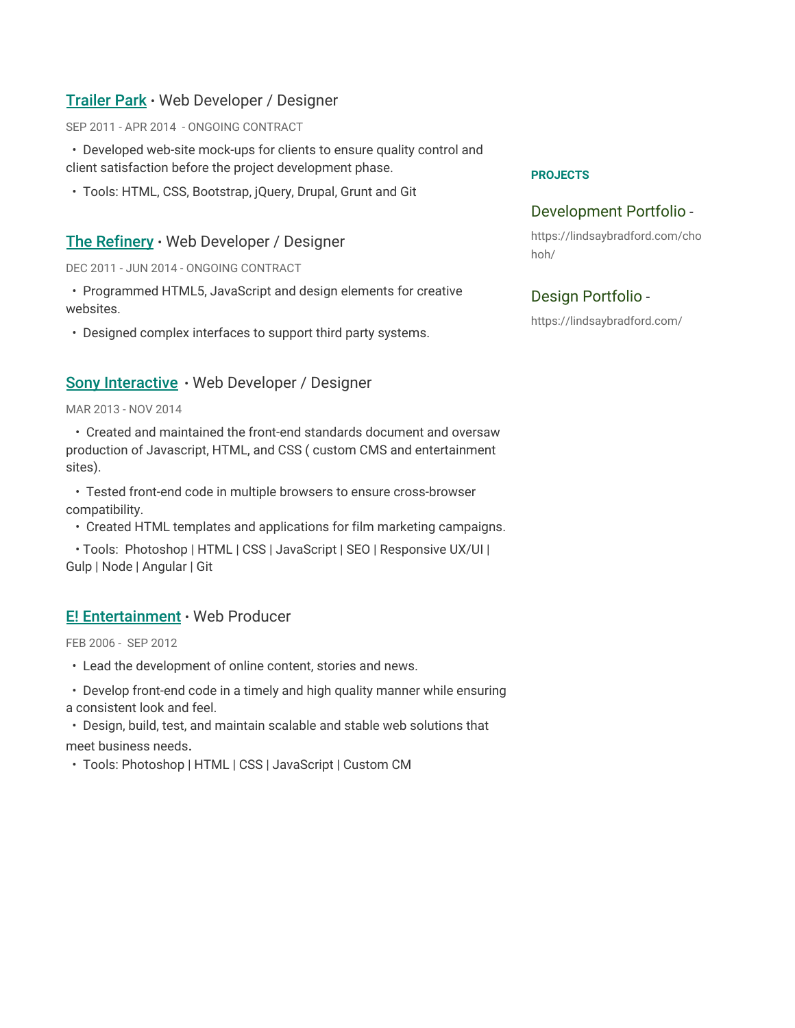### Trailer Park • Web Developer / Designer

SEP 2011 - APR 2014 - ONGOING CONTRACT

- Developed web-site mock-ups for clients to ensure quality control and client satisfaction before the project development phase.
- Tools: HTML, CSS, Bootstrap, jQuery, Drupal, Grunt and Git

### The Refinery • Web Developer / Designer

DEC 2011 - JUN 2014 - ONGOING CONTRACT

- Programmed HTML5, JavaScript and design elements for creative websites.
- Designed complex interfaces to support third party systems.

### Sony Interactive • Web Developer / Designer

MAR 2013 - NOV 2014

- Created and maintained the front-end standards document and oversaw production of Javascript, HTML, and CSS ( custom CMS and entertainment sites).
- Tested front-end code in multiple browsers to ensure cross-browser compatibility.
- Created HTML templates and applications for film marketing campaigns.
- Tools: Photoshop | HTML | CSS | JavaScript | SEO | Responsive UX/UI | Gulp | Node | Angular | Git

### E! Entertainment • Web Producer

FEB 2006 - SEP 2012

- Lead the development of online content, stories and news.
- Develop front-end code in a timely and high quality manner while ensuring a consistent look and feel.
- Design, build, test, and maintain scalable and stable web solutions that meet business needs.
- Tools: Photoshop | HTML | CSS | JavaScript | Custom CM

## PROJECTS

### Development Portfolio -

https://lindsaybradford.com/chohoh/

### Design Portfolio -

https://lindsaybradford.com/